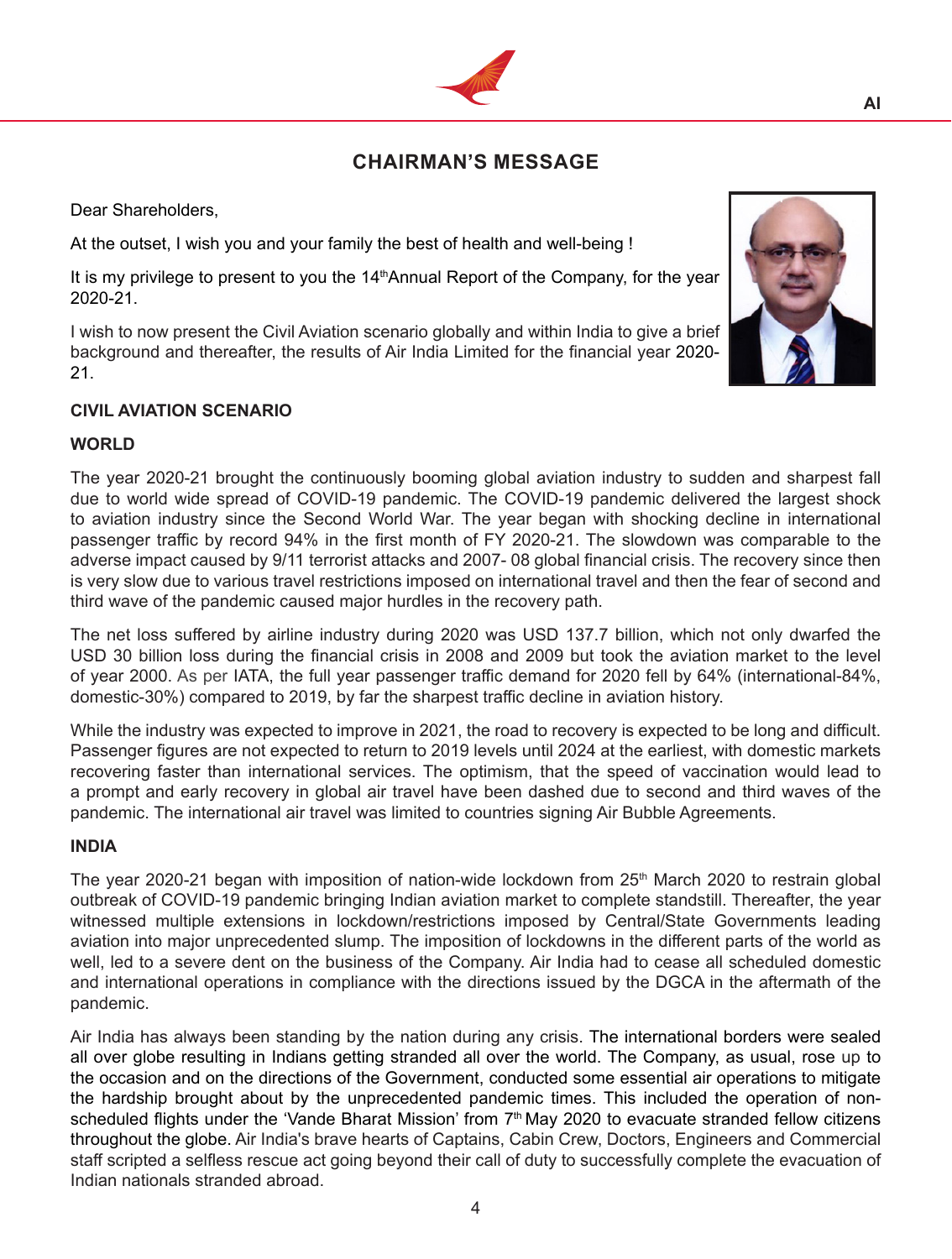# CHAIRMAN'S MESSAGE

Dear Shareholders,

At the outset, I wish you and your family the best of health and well-being !

It is my privilege to present to you the 14th Annual Report of the Company, for the year 2020-21.

I wish to now present the Civil Aviation scenario globally and within India to give a brief background and thereafter, the results of Air India Limited for the financial year 2020-21.

## CIVIL AVIATION SCENARIO

### WORLD

The year 2020-21 brought the continuously booming global aviation industry to sudden and sharpest fall due to world wide spread of COVID-19 pandemic. The COVID-19 pandemic delivered the largest shock to aviation industry since the Second World War. The year began with shocking decline in international passenger traffic by record 94% in the first month of FY 2020-21. The slowdown was comparable to the adverse impact caused by 9/11 terrorist attacks and 2007- 08 global financial crisis. The recovery since then is very slow due to various travel restrictions imposed on international travel and then the fear of second and third wave of the pandemic caused major hurdles in the recovery path.

The net loss suffered by airline industry during 2020 was USD 137.7 billion, which not only dwarfed the USD 30 billion loss during the financial crisis in 2008 and 2009 but took the aviation market to the level of year 2000. As per IATA, the full year passenger traffic demand for 2020 fell by 64% (international-84%, domestic-30%) compared to 2019, by far the sharpest traffic decline in aviation history.

While the industry was expected to improve in 2021, the road to recovery is expected to be long and difficult. Passenger figures are not expected to return to 2019 levels until 2024 at the earliest, with domestic markets recovering faster than international services. The optimism, that the speed of vaccination would lead to a prompt and early recovery in global air travel have been dashed due to second and third waves of the pandemic. The international air travel was limited to countries signing Air Bubble Agreements.

### INDIA

The year 2020-21 began with imposition of nation-wide lockdown from 25th March 2020 to restrain global outbreak of COVID-19 pandemic bringing Indian aviation market to complete standstill. Thereafter, the year witnessed multiple extensions in lockdown/restrictions imposed by Central/State Governments leading aviation into major unprecedented slump. The imposition of lockdowns in the different parts of the world as well, led to a severe dent on the business of the Company. Air India had to cease all scheduled domestic and international operations in compliance with the directions issued by the DGCA in the aftermath of the pandemic.

Air India has always been standing by the nation during any crisis. The international borders were sealed all over globe resulting in Indians getting stranded all over the world. The Company, as usual, rose up to the occasion and on the directions of the Government, conducted some essential air operations to mitigate the hardship brought about by the unprecedented pandemic times. This included the operation of non-scheduled flights under the 'Vande Bharat Mission' from 7th May 2020 to evacuate stranded fellow citizens throughout the globe. Air India's brave hearts of Captains, Cabin Crew, Doctors, Engineers and Commercial staff scripted a selfless rescue act going beyond their call of duty to successfully complete the evacuation of Indian nationals stranded abroad.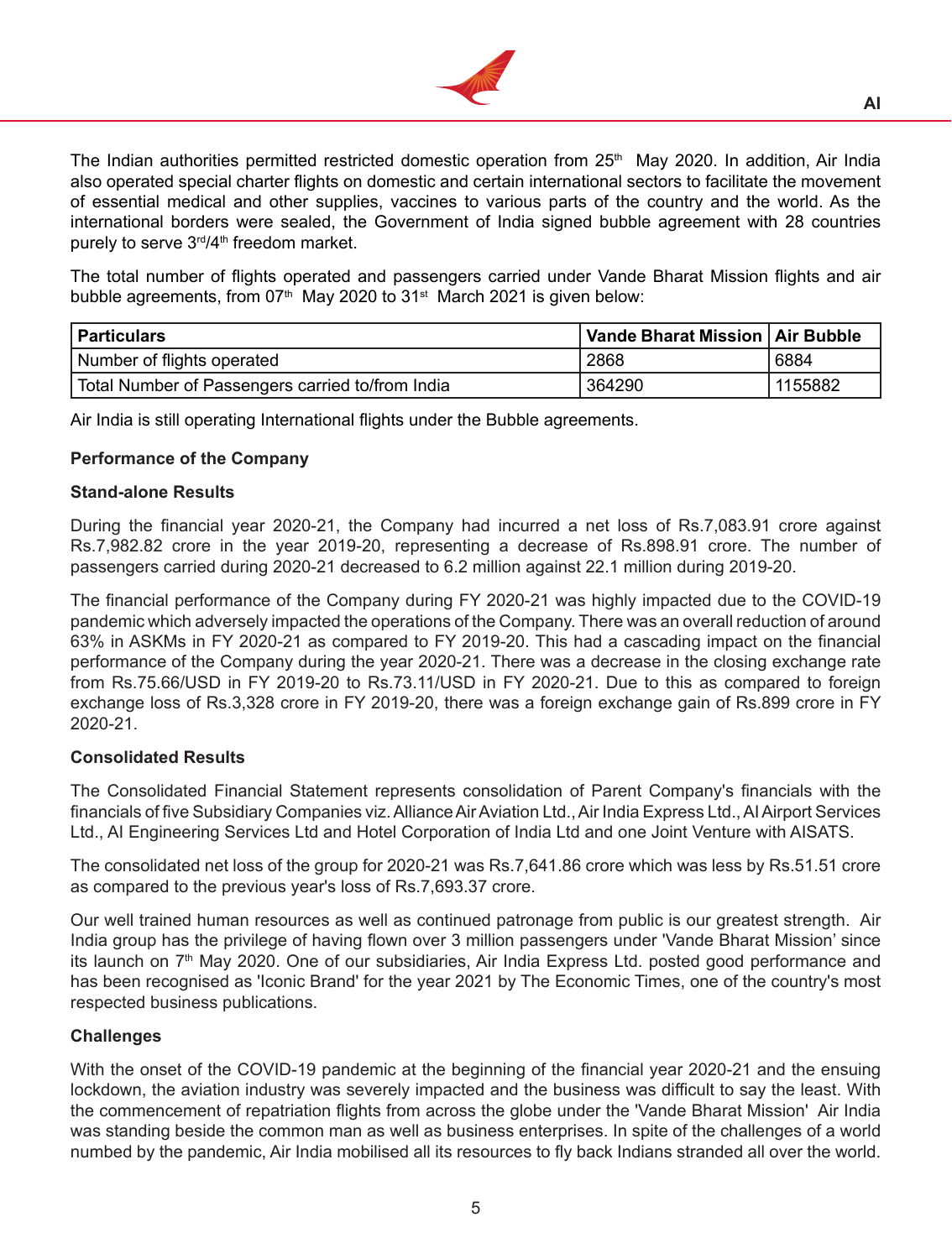The Indian authorities permitted restricted domestic operation from 25th May 2020. In addition, Air India also operated special charter flights on domestic and certain international sectors to facilitate the movement of essential medical and other supplies, vaccines to various parts of the country and the world. As the international borders were sealed, the Government of India signed bubble agreement with 28 countries purely to serve 3rd/4th freedom market.

The total number of flights operated and passengers carried under Vande Bharat Mission flights and air bubble agreements, from 07th May 2020 to 31st March 2021 is given below:

| Particulars | Vande Bharat Mission | Air Bubble |
|---|---|---|
| Number of flights operated | 2868 | 6884 |
| Total Number of Passengers carried to/from India | 364290 | 1155882 |

Air India is still operating International flights under the Bubble agreements.

**Performance of the Company**

**Stand-alone Results**

During the financial year 2020-21, the Company had incurred a net loss of Rs.7,083.91 crore against Rs.7,982.82 crore in the year 2019-20, representing a decrease of Rs.898.91 crore. The number of passengers carried during 2020-21 decreased to 6.2 million against 22.1 million during 2019-20.

The financial performance of the Company during FY 2020-21 was highly impacted due to the COVID-19 pandemic which adversely impacted the operations of the Company. There was an overall reduction of around 63% in ASKMs in FY 2020-21 as compared to FY 2019-20. This had a cascading impact on the financial performance of the Company during the year 2020-21. There was a decrease in the closing exchange rate from Rs.75.66/USD in FY 2019-20 to Rs.73.11/USD in FY 2020-21. Due to this as compared to foreign exchange loss of Rs.3,328 crore in FY 2019-20, there was a foreign exchange gain of Rs.899 crore in FY 2020-21.

**Consolidated Results**

The Consolidated Financial Statement represents consolidation of Parent Company's financials with the financials of five Subsidiary Companies viz. Alliance Air Aviation Ltd., Air India Express Ltd., AI Airport Services Ltd., AI Engineering Services Ltd and Hotel Corporation of India Ltd and one Joint Venture with AISATS.

The consolidated net loss of the group for 2020-21 was Rs.7,641.86 crore which was less by Rs.51.51 crore as compared to the previous year's loss of Rs.7,693.37 crore.

Our well trained human resources as well as continued patronage from public is our greatest strength. Air India group has the privilege of having flown over 3 million passengers under 'Vande Bharat Mission' since its launch on 7th May 2020. One of our subsidiaries, Air India Express Ltd. posted good performance and has been recognised as 'Iconic Brand' for the year 2021 by The Economic Times, one of the country's most respected business publications.

**Challenges**

With the onset of the COVID-19 pandemic at the beginning of the financial year 2020-21 and the ensuing lockdown, the aviation industry was severely impacted and the business was difficult to say the least. With the commencement of repatriation flights from across the globe under the 'Vande Bharat Mission' Air India was standing beside the common man as well as business enterprises. In spite of the challenges of a world numbed by the pandemic, Air India mobilised all its resources to fly back Indians stranded all over the world.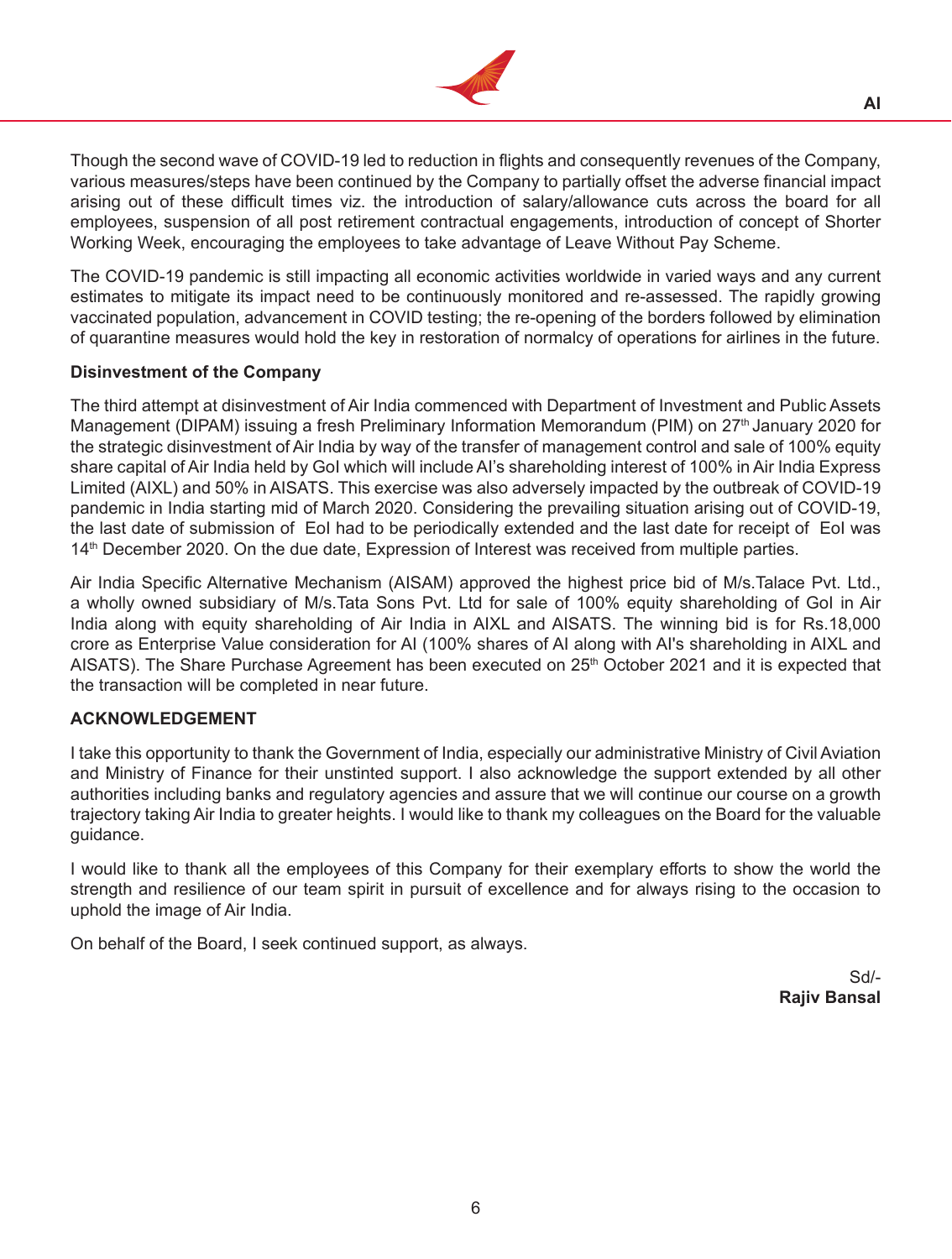Though the second wave of COVID-19 led to reduction in flights and consequently revenues of the Company, various measures/steps have been continued by the Company to partially offset the adverse financial impact arising out of these difficult times viz. the introduction of salary/allowance cuts across the board for all employees, suspension of all post retirement contractual engagements, introduction of concept of Shorter Working Week, encouraging the employees to take advantage of Leave Without Pay Scheme.

The COVID-19 pandemic is still impacting all economic activities worldwide in varied ways and any current estimates to mitigate its impact need to be continuously monitored and re-assessed. The rapidly growing vaccinated population, advancement in COVID testing; the re-opening of the borders followed by elimination of quarantine measures would hold the key in restoration of normalcy of operations for airlines in the future.

**Disinvestment of the Company**

The third attempt at disinvestment of Air India commenced with Department of Investment and Public Assets Management (DIPAM) issuing a fresh Preliminary Information Memorandum (PIM) on 27th January 2020 for the strategic disinvestment of Air India by way of the transfer of management control and sale of 100% equity share capital of Air India held by GoI which will include AI's shareholding interest of 100% in Air India Express Limited (AIXL) and 50% in AISATS. This exercise was also adversely impacted by the outbreak of COVID-19 pandemic in India starting mid of March 2020. Considering the prevailing situation arising out of COVID-19, the last date of submission of EoI had to be periodically extended and the last date for receipt of EoI was 14th December 2020. On the due date, Expression of Interest was received from multiple parties.

Air India Specific Alternative Mechanism (AISAM) approved the highest price bid of M/s.Talace Pvt. Ltd., a wholly owned subsidiary of M/s.Tata Sons Pvt. Ltd for sale of 100% equity shareholding of GoI in Air India along with equity shareholding of Air India in AIXL and AISATS. The winning bid is for Rs.18,000 crore as Enterprise Value consideration for AI (100% shares of AI along with AI's shareholding in AIXL and AISATS). The Share Purchase Agreement has been executed on 25th October 2021 and it is expected that the transaction will be completed in near future.

**ACKNOWLEDGEMENT**

I take this opportunity to thank the Government of India, especially our administrative Ministry of Civil Aviation and Ministry of Finance for their unstinted support. I also acknowledge the support extended by all other authorities including banks and regulatory agencies and assure that we will continue our course on a growth trajectory taking Air India to greater heights. I would like to thank my colleagues on the Board for the valuable guidance.

I would like to thank all the employees of this Company for their exemplary efforts to show the world the strength and resilience of our team spirit in pursuit of excellence and for always rising to the occasion to uphold the image of Air India.

On behalf of the Board, I seek continued support, as always.

Sd/-
**Rajiv Bansal**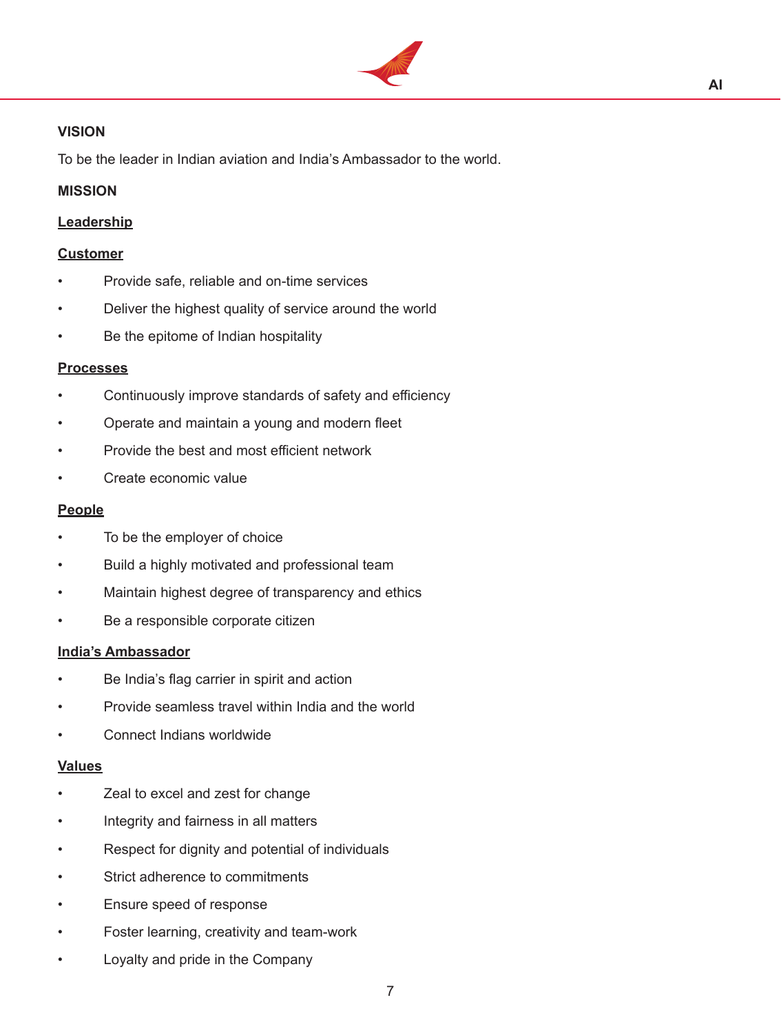## VISION

To be the leader in Indian aviation and India's Ambassador to the world.

## MISSION

### Leadership

### Customer

- Provide safe, reliable and on-time services
- Deliver the highest quality of service around the world
- Be the epitome of Indian hospitality

### Processes

- Continuously improve standards of safety and efficiency
- Operate and maintain a young and modern fleet
- Provide the best and most efficient network
- Create economic value

### People

- To be the employer of choice
- Build a highly motivated and professional team
- Maintain highest degree of transparency and ethics
- Be a responsible corporate citizen

### India's Ambassador

- Be India's flag carrier in spirit and action
- Provide seamless travel within India and the world
- Connect Indians worldwide

### Values

- Zeal to excel and zest for change
- Integrity and fairness in all matters
- Respect for dignity and potential of individuals
- Strict adherence to commitments
- Ensure speed of response
- Foster learning, creativity and team-work
- Loyalty and pride in the Company